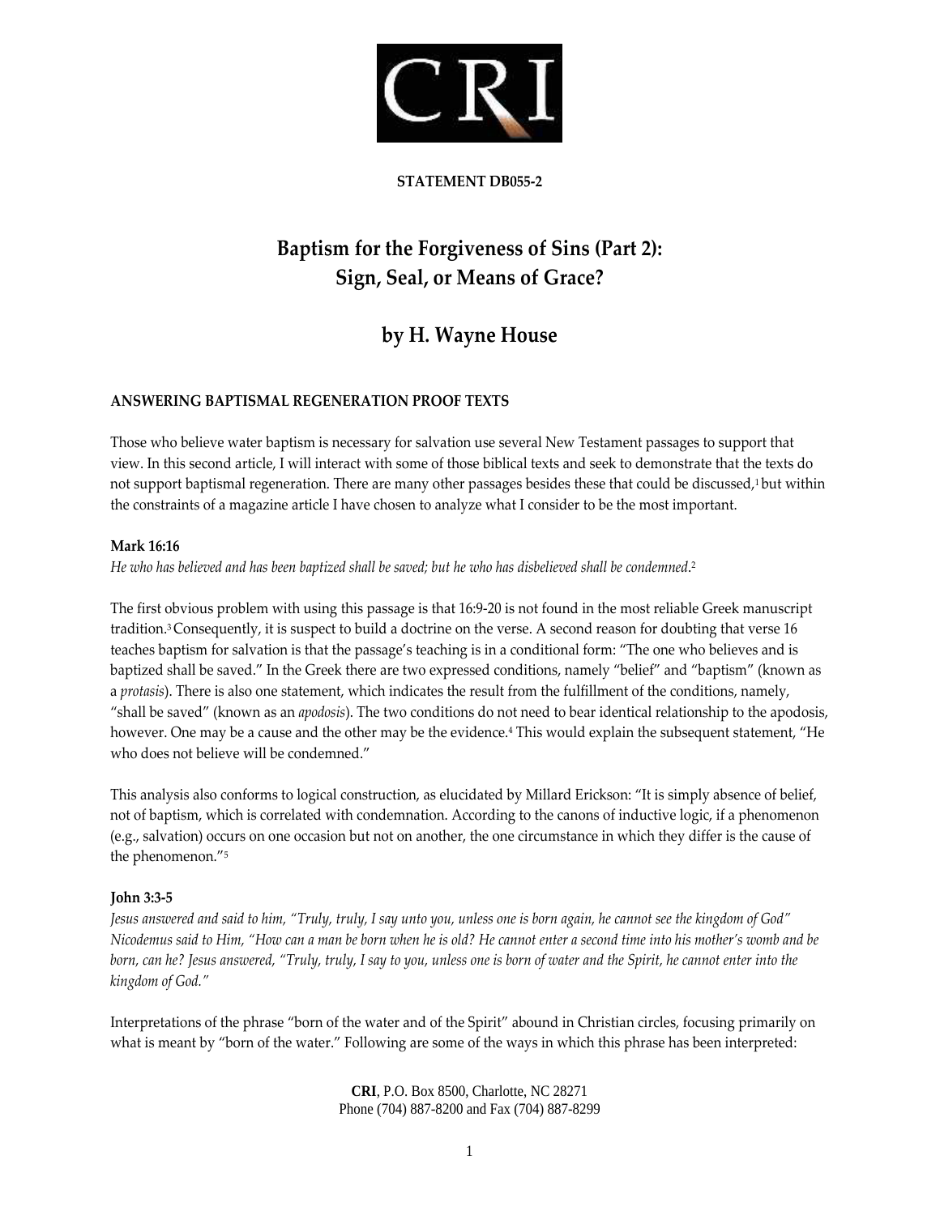**CRI**

**STATEMENT DB055-2**

# Baptism for the Forgiveness of Sins (Part 2): Sign, Seal, or Means of Grace?

## by H. Wayne House

### ANSWERING BAPTISMAL REGENERATION PROOF TEXTS

Those who believe water baptism is necessary for salvation use several New Testament passages to support that view. In this second article, I will interact with some of those biblical texts and seek to demonstrate that the texts do not support baptismal regeneration. There are many other passages besides these that could be discussed,[1] but within the constraints of a magazine article I have chosen to analyze what I consider to be the most important.

**Mark 16:16**

*He who has believed and has been baptized shall be saved; but he who has disbelieved shall be condemned*.[2]

The first obvious problem with using this passage is that 16:9-20 is not found in the most reliable Greek manuscript tradition.[3] Consequently, it is suspect to build a doctrine on the verse. A second reason for doubting that verse 16 teaches baptism for salvation is that the passage's teaching is in a conditional form: "The one who believes and is baptized shall be saved." In the Greek there are two expressed conditions, namely "belief" and "baptism" (known as a *protasis*). There is also one statement, which indicates the result from the fulfillment of the conditions, namely, "shall be saved" (known as an *apodosis*). The two conditions do not need to bear identical relationship to the apodosis, however. One may be a cause and the other may be the evidence.[4] This would explain the subsequent statement, "He who does not believe will be condemned."

This analysis also conforms to logical construction, as elucidated by Millard Erickson: "It is simply absence of belief, not of baptism, which is correlated with condemnation. According to the canons of inductive logic, if a phenomenon (e.g., salvation) occurs on one occasion but not on another, the one circumstance in which they differ is the cause of the phenomenon."[5]

**John 3:3-5**

*Jesus answered and said to him, "Truly, truly, I say unto you, unless one is born again, he cannot see the kingdom of God" Nicodemus said to Him, "How can a man be born when he is old? He cannot enter a second time into his mother's womb and be born, can he? Jesus answered, "Truly, truly, I say to you, unless one is born of water and the Spirit, he cannot enter into the kingdom of God."*

Interpretations of the phrase "born of the water and of the Spirit" abound in Christian circles, focusing primarily on what is meant by "born of the water." Following are some of the ways in which this phrase has been interpreted:

**CRI**, P.O. Box 8500, Charlotte, NC 28271
Phone (704) 887-8200 and Fax (704) 887-8299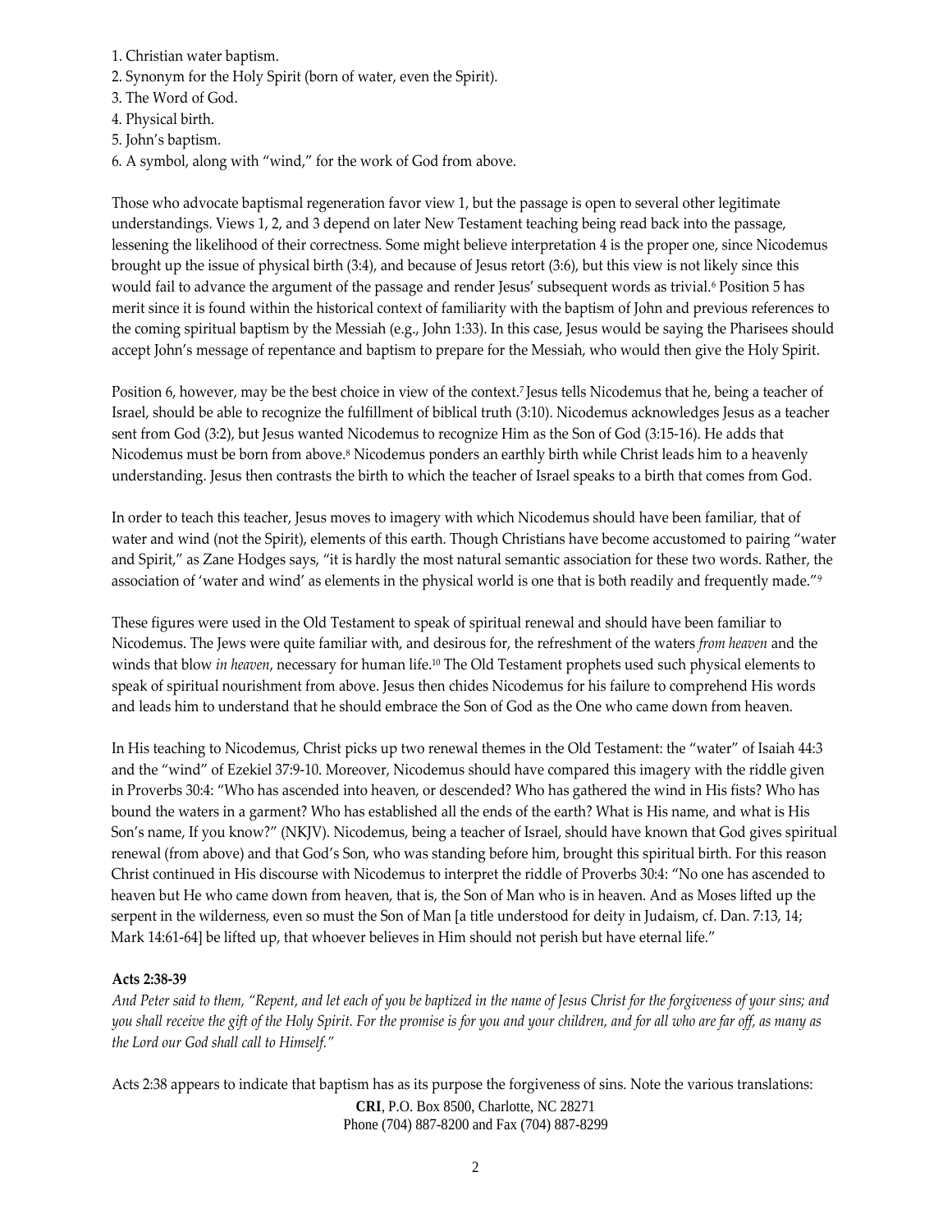1. Christian water baptism.
2. Synonym for the Holy Spirit (born of water, even the Spirit).
3. The Word of God.
4. Physical birth.
5. John's baptism.
6. A symbol, along with "wind," for the work of God from above.

Those who advocate baptismal regeneration favor view 1, but the passage is open to several other legitimate understandings. Views 1, 2, and 3 depend on later New Testament teaching being read back into the passage, lessening the likelihood of their correctness. Some might believe interpretation 4 is the proper one, since Nicodemus brought up the issue of physical birth (3:4), and because of Jesus retort (3:6), but this view is not likely since this would fail to advance the argument of the passage and render Jesus' subsequent words as trivial.[6] Position 5 has merit since it is found within the historical context of familiarity with the baptism of John and previous references to the coming spiritual baptism by the Messiah (e.g., John 1:33). In this case, Jesus would be saying the Pharisees should accept John's message of repentance and baptism to prepare for the Messiah, who would then give the Holy Spirit.

Position 6, however, may be the best choice in view of the context.[7] Jesus tells Nicodemus that he, being a teacher of Israel, should be able to recognize the fulfillment of biblical truth (3:10). Nicodemus acknowledges Jesus as a teacher sent from God (3:2), but Jesus wanted Nicodemus to recognize Him as the Son of God (3:15-16). He adds that Nicodemus must be born from above.[8] Nicodemus ponders an earthly birth while Christ leads him to a heavenly understanding. Jesus then contrasts the birth to which the teacher of Israel speaks to a birth that comes from God.

In order to teach this teacher, Jesus moves to imagery with which Nicodemus should have been familiar, that of water and wind (not the Spirit), elements of this earth. Though Christians have become accustomed to pairing "water and Spirit," as Zane Hodges says, "it is hardly the most natural semantic association for these two words. Rather, the association of 'water and wind' as elements in the physical world is one that is both readily and frequently made."[9]

These figures were used in the Old Testament to speak of spiritual renewal and should have been familiar to Nicodemus. The Jews were quite familiar with, and desirous for, the refreshment of the waters *from heaven* and the winds that blow *in heaven*, necessary for human life.[10] The Old Testament prophets used such physical elements to speak of spiritual nourishment from above. Jesus then chides Nicodemus for his failure to comprehend His words and leads him to understand that he should embrace the Son of God as the One who came down from heaven.

In His teaching to Nicodemus, Christ picks up two renewal themes in the Old Testament: the "water" of Isaiah 44:3 and the "wind" of Ezekiel 37:9-10. Moreover, Nicodemus should have compared this imagery with the riddle given in Proverbs 30:4: "Who has ascended into heaven, or descended? Who has gathered the wind in His fists? Who has bound the waters in a garment? Who has established all the ends of the earth? What is His name, and what is His Son's name, If you know?" (NKJV). Nicodemus, being a teacher of Israel, should have known that God gives spiritual renewal (from above) and that God's Son, who was standing before him, brought this spiritual birth. For this reason Christ continued in His discourse with Nicodemus to interpret the riddle of Proverbs 30:4: "No one has ascended to heaven but He who came down from heaven, that is, the Son of Man who is in heaven. And as Moses lifted up the serpent in the wilderness, even so must the Son of Man [a title understood for deity in Judaism, cf. Dan. 7:13, 14; Mark 14:61-64] be lifted up, that whoever believes in Him should not perish but have eternal life."

**Acts 2:38-39**

*And Peter said to them, "Repent, and let each of you be baptized in the name of Jesus Christ for the forgiveness of your sins; and you shall receive the gift of the Holy Spirit. For the promise is for you and your children, and for all who are far off, as many as the Lord our God shall call to Himself."*

Acts 2:38 appears to indicate that baptism has as its purpose the forgiveness of sins. Note the various translations: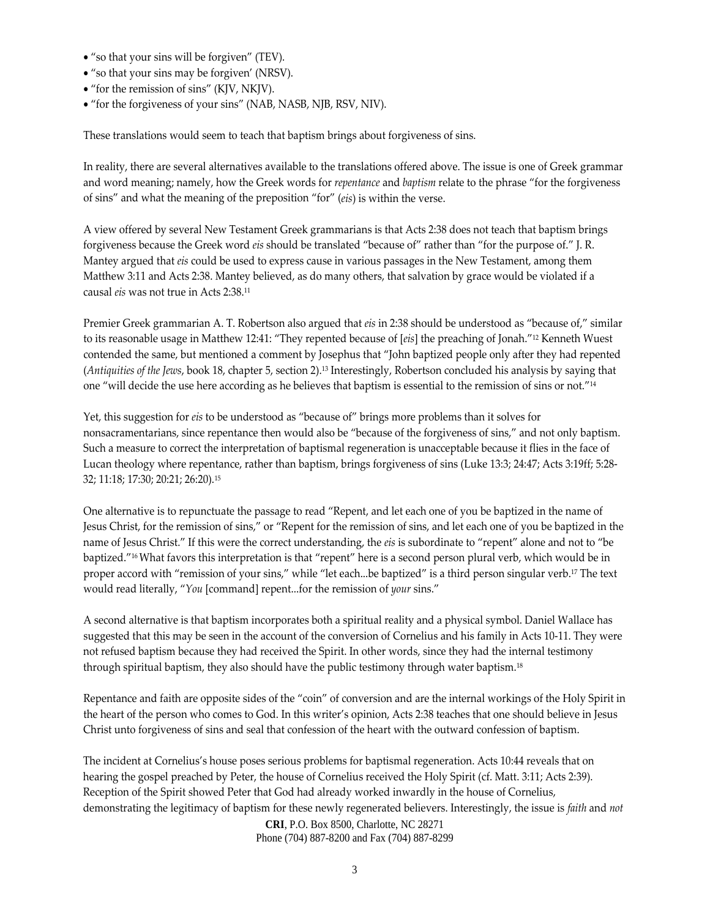- "so that your sins will be forgiven" (TEV).
- "so that your sins may be forgiven' (NRSV).
- "for the remission of sins" (KJV, NKJV).
- "for the forgiveness of your sins" (NAB, NASB, NJB, RSV, NIV).

These translations would seem to teach that baptism brings about forgiveness of sins.

In reality, there are several alternatives available to the translations offered above. The issue is one of Greek grammar and word meaning; namely, how the Greek words for *repentance* and *baptism* relate to the phrase "for the forgiveness of sins" and what the meaning of the preposition "for" (*eis*) is within the verse.

A view offered by several New Testament Greek grammarians is that Acts 2:38 does not teach that baptism brings forgiveness because the Greek word *eis* should be translated "because of" rather than "for the purpose of." J. R. Mantey argued that *eis* could be used to express cause in various passages in the New Testament, among them Matthew 3:11 and Acts 2:38. Mantey believed, as do many others, that salvation by grace would be violated if a causal *eis* was not true in Acts 2:38.[11]

Premier Greek grammarian A. T. Robertson also argued that *eis* in 2:38 should be understood as "because of," similar to its reasonable usage in Matthew 12:41: "They repented because of [*eis*] the preaching of Jonah."[12] Kenneth Wuest contended the same, but mentioned a comment by Josephus that "John baptized people only after they had repented (*Antiquities of the Jews*, book 18, chapter 5, section 2).[13] Interestingly, Robertson concluded his analysis by saying that one "will decide the use here according as he believes that baptism is essential to the remission of sins or not."[14]

Yet, this suggestion for *eis* to be understood as "because of" brings more problems than it solves for nonsacramentarians, since repentance then would also be "because of the forgiveness of sins," and not only baptism. Such a measure to correct the interpretation of baptismal regeneration is unacceptable because it flies in the face of Lucan theology where repentance, rather than baptism, brings forgiveness of sins (Luke 13:3; 24:47; Acts 3:19ff; 5:28-32; 11:18; 17:30; 20:21; 26:20).[15]

One alternative is to repunctuate the passage to read "Repent, and let each one of you be baptized in the name of Jesus Christ, for the remission of sins," or "Repent for the remission of sins, and let each one of you be baptized in the name of Jesus Christ." If this were the correct understanding, the *eis* is subordinate to "repent" alone and not to "be baptized."[16] What favors this interpretation is that "repent" here is a second person plural verb, which would be in proper accord with "remission of your sins," while "let each...be baptized" is a third person singular verb.[17] The text would read literally, "*You* [command] repent...for the remission of *your* sins."

A second alternative is that baptism incorporates both a spiritual reality and a physical symbol. Daniel Wallace has suggested that this may be seen in the account of the conversion of Cornelius and his family in Acts 10-11. They were not refused baptism because they had received the Spirit. In other words, since they had the internal testimony through spiritual baptism, they also should have the public testimony through water baptism.[18]

Repentance and faith are opposite sides of the "coin" of conversion and are the internal workings of the Holy Spirit in the heart of the person who comes to God. In this writer's opinion, Acts 2:38 teaches that one should believe in Jesus Christ unto forgiveness of sins and seal that confession of the heart with the outward confession of baptism.

The incident at Cornelius's house poses serious problems for baptismal regeneration. Acts 10:44 reveals that on hearing the gospel preached by Peter, the house of Cornelius received the Holy Spirit (cf. Matt. 3:11; Acts 2:39). Reception of the Spirit showed Peter that God had already worked inwardly in the house of Cornelius, demonstrating the legitimacy of baptism for these newly regenerated believers. Interestingly, the issue is *faith* and *not*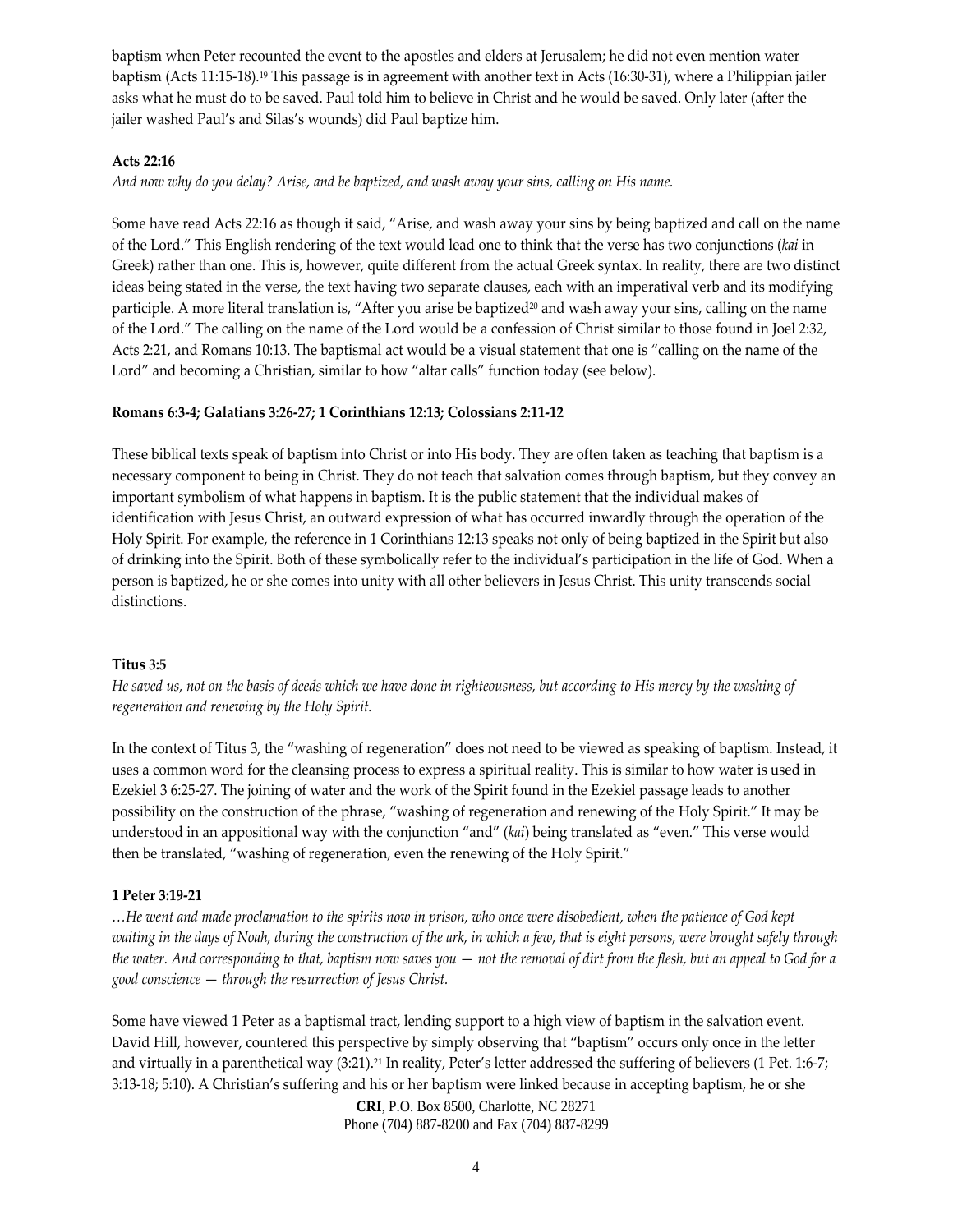baptism when Peter recounted the event to the apostles and elders at Jerusalem; he did not even mention water baptism (Acts 11:15-18).[19] This passage is in agreement with another text in Acts (16:30-31), where a Philippian jailer asks what he must do to be saved. Paul told him to believe in Christ and he would be saved. Only later (after the jailer washed Paul's and Silas's wounds) did Paul baptize him.

**Acts 22:16**

*And now why do you delay? Arise, and be baptized, and wash away your sins, calling on His name.*

Some have read Acts 22:16 as though it said, "Arise, and wash away your sins by being baptized and call on the name of the Lord." This English rendering of the text would lead one to think that the verse has two conjunctions (*kai* in Greek) rather than one. This is, however, quite different from the actual Greek syntax. In reality, there are two distinct ideas being stated in the verse, the text having two separate clauses, each with an imperatival verb and its modifying participle. A more literal translation is, "After you arise be baptized[20] and wash away your sins, calling on the name of the Lord." The calling on the name of the Lord would be a confession of Christ similar to those found in Joel 2:32, Acts 2:21, and Romans 10:13. The baptismal act would be a visual statement that one is "calling on the name of the Lord" and becoming a Christian, similar to how "altar calls" function today (see below).

**Romans 6:3-4; Galatians 3:26-27; 1 Corinthians 12:13; Colossians 2:11-12**

These biblical texts speak of baptism into Christ or into His body. They are often taken as teaching that baptism is a necessary component to being in Christ. They do not teach that salvation comes through baptism, but they convey an important symbolism of what happens in baptism. It is the public statement that the individual makes of identification with Jesus Christ, an outward expression of what has occurred inwardly through the operation of the Holy Spirit. For example, the reference in 1 Corinthians 12:13 speaks not only of being baptized in the Spirit but also of drinking into the Spirit. Both of these symbolically refer to the individual's participation in the life of God. When a person is baptized, he or she comes into unity with all other believers in Jesus Christ. This unity transcends social distinctions.

**Titus 3:5**

*He saved us, not on the basis of deeds which we have done in righteousness, but according to His mercy by the washing of regeneration and renewing by the Holy Spirit.*

In the context of Titus 3, the "washing of regeneration" does not need to be viewed as speaking of baptism. Instead, it uses a common word for the cleansing process to express a spiritual reality. This is similar to how water is used in Ezekiel 3 6:25-27. The joining of water and the work of the Spirit found in the Ezekiel passage leads to another possibility on the construction of the phrase, "washing of regeneration and renewing of the Holy Spirit." It may be understood in an appositional way with the conjunction "and" (*kai*) being translated as "even." This verse would then be translated, "washing of regeneration, even the renewing of the Holy Spirit."

**1 Peter 3:19-21**

*…He went and made proclamation to the spirits now in prison, who once were disobedient, when the patience of God kept waiting in the days of Noah, during the construction of the ark, in which a few, that is eight persons, were brought safely through the water. And corresponding to that, baptism now saves you — not the removal of dirt from the flesh, but an appeal to God for a good conscience — through the resurrection of Jesus Christ.*

Some have viewed 1 Peter as a baptismal tract, lending support to a high view of baptism in the salvation event. David Hill, however, countered this perspective by simply observing that "baptism" occurs only once in the letter and virtually in a parenthetical way (3:21).[21] In reality, Peter's letter addressed the suffering of believers (1 Pet. 1:6-7; 3:13-18; 5:10). A Christian's suffering and his or her baptism were linked because in accepting baptism, he or she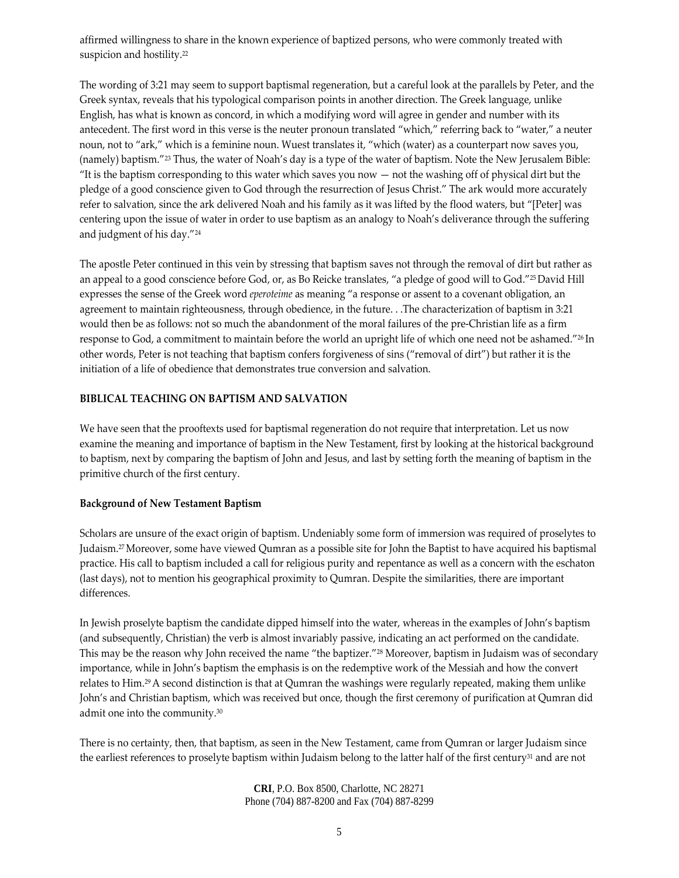affirmed willingness to share in the known experience of baptized persons, who were commonly treated with suspicion and hostility.[22]

The wording of 3:21 may seem to support baptismal regeneration, but a careful look at the parallels by Peter, and the Greek syntax, reveals that his typological comparison points in another direction. The Greek language, unlike English, has what is known as concord, in which a modifying word will agree in gender and number with its antecedent. The first word in this verse is the neuter pronoun translated "which," referring back to "water," a neuter noun, not to "ark," which is a feminine noun. Wuest translates it, "which (water) as a counterpart now saves you, (namely) baptism."[23] Thus, the water of Noah's day is a type of the water of baptism. Note the New Jerusalem Bible: "It is the baptism corresponding to this water which saves you now — not the washing off of physical dirt but the pledge of a good conscience given to God through the resurrection of Jesus Christ." The ark would more accurately refer to salvation, since the ark delivered Noah and his family as it was lifted by the flood waters, but "[Peter] was centering upon the issue of water in order to use baptism as an analogy to Noah's deliverance through the suffering and judgment of his day."[24]

The apostle Peter continued in this vein by stressing that baptism saves not through the removal of dirt but rather as an appeal to a good conscience before God, or, as Bo Reicke translates, "a pledge of good will to God."[25] David Hill expresses the sense of the Greek word *eperoteime* as meaning "a response or assent to a covenant obligation, an agreement to maintain righteousness, through obedience, in the future. . .The characterization of baptism in 3:21 would then be as follows: not so much the abandonment of the moral failures of the pre-Christian life as a firm response to God, a commitment to maintain before the world an upright life of which one need not be ashamed."[26] In other words, Peter is not teaching that baptism confers forgiveness of sins ("removal of dirt") but rather it is the initiation of a life of obedience that demonstrates true conversion and salvation.

## BIBLICAL TEACHING ON BAPTISM AND SALVATION

We have seen that the prooftexts used for baptismal regeneration do not require that interpretation. Let us now examine the meaning and importance of baptism in the New Testament, first by looking at the historical background to baptism, next by comparing the baptism of John and Jesus, and last by setting forth the meaning of baptism in the primitive church of the first century.

### Background of New Testament Baptism

Scholars are unsure of the exact origin of baptism. Undeniably some form of immersion was required of proselytes to Judaism.[27] Moreover, some have viewed Qumran as a possible site for John the Baptist to have acquired his baptismal practice. His call to baptism included a call for religious purity and repentance as well as a concern with the eschaton (last days), not to mention his geographical proximity to Qumran. Despite the similarities, there are important differences.

In Jewish proselyte baptism the candidate dipped himself into the water, whereas in the examples of John's baptism (and subsequently, Christian) the verb is almost invariably passive, indicating an act performed on the candidate. This may be the reason why John received the name "the baptizer."[28] Moreover, baptism in Judaism was of secondary importance, while in John's baptism the emphasis is on the redemptive work of the Messiah and how the convert relates to Him.[29] A second distinction is that at Qumran the washings were regularly repeated, making them unlike John's and Christian baptism, which was received but once, though the first ceremony of purification at Qumran did admit one into the community.[30]

There is no certainty, then, that baptism, as seen in the New Testament, came from Qumran or larger Judaism since the earliest references to proselyte baptism within Judaism belong to the latter half of the first century[31] and are not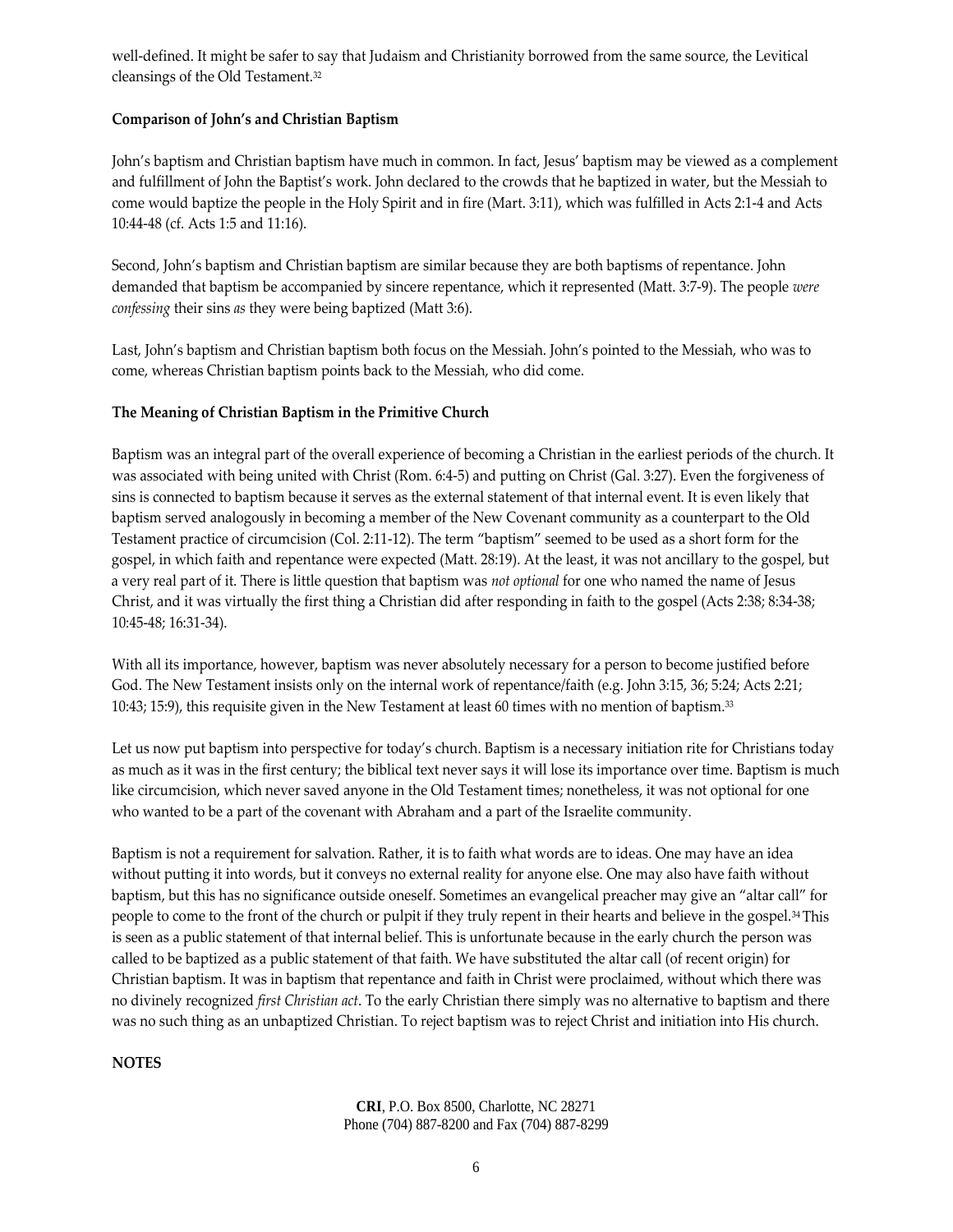well-defined. It might be safer to say that Judaism and Christianity borrowed from the same source, the Levitical cleansings of the Old Testament.[32]

**Comparison of John's and Christian Baptism**

John's baptism and Christian baptism have much in common. In fact, Jesus' baptism may be viewed as a complement and fulfillment of John the Baptist's work. John declared to the crowds that he baptized in water, but the Messiah to come would baptize the people in the Holy Spirit and in fire (Mart. 3:11), which was fulfilled in Acts 2:1-4 and Acts 10:44-48 (cf. Acts 1:5 and 11:16).

Second, John's baptism and Christian baptism are similar because they are both baptisms of repentance. John demanded that baptism be accompanied by sincere repentance, which it represented (Matt. 3:7-9). The people *were confessing* their sins *as* they were being baptized (Matt 3:6).

Last, John's baptism and Christian baptism both focus on the Messiah. John's pointed to the Messiah, who was to come, whereas Christian baptism points back to the Messiah, who did come.

**The Meaning of Christian Baptism in the Primitive Church**

Baptism was an integral part of the overall experience of becoming a Christian in the earliest periods of the church. It was associated with being united with Christ (Rom. 6:4-5) and putting on Christ (Gal. 3:27). Even the forgiveness of sins is connected to baptism because it serves as the external statement of that internal event. It is even likely that baptism served analogously in becoming a member of the New Covenant community as a counterpart to the Old Testament practice of circumcision (Col. 2:11-12). The term "baptism" seemed to be used as a short form for the gospel, in which faith and repentance were expected (Matt. 28:19). At the least, it was not ancillary to the gospel, but a very real part of it. There is little question that baptism was *not optional* for one who named the name of Jesus Christ, and it was virtually the first thing a Christian did after responding in faith to the gospel (Acts 2:38; 8:34-38; 10:45-48; 16:31-34).

With all its importance, however, baptism was never absolutely necessary for a person to become justified before God. The New Testament insists only on the internal work of repentance/faith (e.g. John 3:15, 36; 5:24; Acts 2:21; 10:43; 15:9), this requisite given in the New Testament at least 60 times with no mention of baptism.[33]

Let us now put baptism into perspective for today's church. Baptism is a necessary initiation rite for Christians today as much as it was in the first century; the biblical text never says it will lose its importance over time. Baptism is much like circumcision, which never saved anyone in the Old Testament times; nonetheless, it was not optional for one who wanted to be a part of the covenant with Abraham and a part of the Israelite community.

Baptism is not a requirement for salvation. Rather, it is to faith what words are to ideas. One may have an idea without putting it into words, but it conveys no external reality for anyone else. One may also have faith without baptism, but this has no significance outside oneself. Sometimes an evangelical preacher may give an "altar call" for people to come to the front of the church or pulpit if they truly repent in their hearts and believe in the gospel.[34] This is seen as a public statement of that internal belief. This is unfortunate because in the early church the person was called to be baptized as a public statement of that faith. We have substituted the altar call (of recent origin) for Christian baptism. It was in baptism that repentance and faith in Christ were proclaimed, without which there was no divinely recognized *first Christian act*. To the early Christian there simply was no alternative to baptism and there was no such thing as an unbaptized Christian. To reject baptism was to reject Christ and initiation into His church.

**NOTES**

**CRI**, P.O. Box 8500, Charlotte, NC 28271
Phone (704) 887-8200 and Fax (704) 887-8299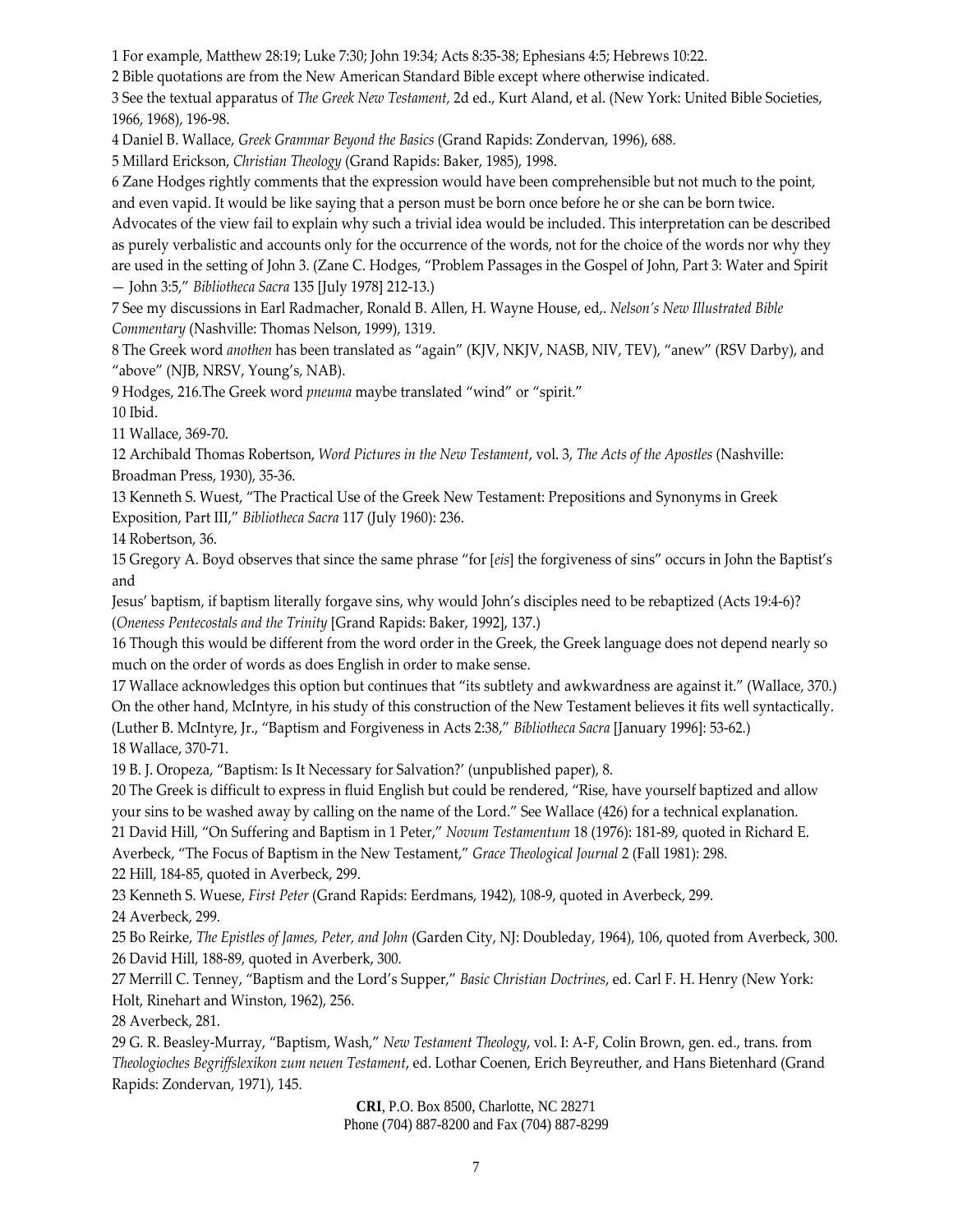1 For example, Matthew 28:19; Luke 7:30; John 19:34; Acts 8:35-38; Ephesians 4:5; Hebrews 10:22.

2 Bible quotations are from the New American Standard Bible except where otherwise indicated.

3 See the textual apparatus of *The Greek New Testament*, 2d ed., Kurt Aland, et al. (New York: United Bible Societies, 1966, 1968), 196-98.

4 Daniel B. Wallace, *Greek Grammar Beyond the Basics* (Grand Rapids: Zondervan, 1996), 688.

5 Millard Erickson, *Christian Theology* (Grand Rapids: Baker, 1985), 1998.

6 Zane Hodges rightly comments that the expression would have been comprehensible but not much to the point, and even vapid. It would be like saying that a person must be born once before he or she can be born twice. Advocates of the view fail to explain why such a trivial idea would be included. This interpretation can be described as purely verbalistic and accounts only for the occurrence of the words, not for the choice of the words nor why they are used in the setting of John 3. (Zane C. Hodges, "Problem Passages in the Gospel of John, Part 3: Water and Spirit — John 3:5," *Bibliotheca Sacra* 135 [July 1978] 212-13.)

7 See my discussions in Earl Radmacher, Ronald B. Allen, H. Wayne House, ed,. *Nelson's New Illustrated Bible Commentary* (Nashville: Thomas Nelson, 1999), 1319.

8 The Greek word *anothen* has been translated as "again" (KJV, NKJV, NASB, NIV, TEV), "anew" (RSV Darby), and "above" (NJB, NRSV, Young's, NAB).

9 Hodges, 216.The Greek word *pneuma* maybe translated "wind" or "spirit."

10 Ibid.

11 Wallace, 369-70.

12 Archibald Thomas Robertson, *Word Pictures in the New Testament*, vol. 3, *The Acts of the Apostles* (Nashville: Broadman Press, 1930), 35-36.

13 Kenneth S. Wuest, "The Practical Use of the Greek New Testament: Prepositions and Synonyms in Greek Exposition, Part III," *Bibliotheca Sacra* 117 (July 1960): 236.

14 Robertson, 36.

15 Gregory A. Boyd observes that since the same phrase "for [*eis*] the forgiveness of sins" occurs in John the Baptist's and Jesus' baptism, if baptism literally forgave sins, why would John's disciples need to be rebaptized (Acts 19:4-6)? (*Oneness Pentecostals and the Trinity* [Grand Rapids: Baker, 1992], 137.)

16 Though this would be different from the word order in the Greek, the Greek language does not depend nearly so much on the order of words as does English in order to make sense.

17 Wallace acknowledges this option but continues that "its subtlety and awkwardness are against it." (Wallace, 370.) On the other hand, McIntyre, in his study of this construction of the New Testament believes it fits well syntactically. (Luther B. McIntyre, Jr., "Baptism and Forgiveness in Acts 2:38," *Bibliotheca Sacra* [January 1996]: 53-62.)

18 Wallace, 370-71.

19 B. J. Oropeza, "Baptism: Is It Necessary for Salvation?' (unpublished paper), 8.

20 The Greek is difficult to express in fluid English but could be rendered, "Rise, have yourself baptized and allow your sins to be washed away by calling on the name of the Lord." See Wallace (426) for a technical explanation.

21 David Hill, "On Suffering and Baptism in 1 Peter," *Novum Testamentum* 18 (1976): 181-89, quoted in Richard E. Averbeck, "The Focus of Baptism in the New Testament," *Grace Theological Journal* 2 (Fall 1981): 298.

22 Hill, 184-85, quoted in Averbeck, 299.

23 Kenneth S. Wuese, *First Peter* (Grand Rapids: Eerdmans, 1942), 108-9, quoted in Averbeck, 299.

24 Averbeck, 299.

25 Bo Reirke, *The Epistles of James, Peter, and John* (Garden City, NJ: Doubleday, 1964), 106, quoted from Averbeck, 300.

26 David Hill, 188-89, quoted in Averberk, 300.

27 Merrill C. Tenney, "Baptism and the Lord's Supper," *Basic Christian Doctrines*, ed. Carl F. H. Henry (New York: Holt, Rinehart and Winston, 1962), 256.

28 Averbeck, 281.

29 G. R. Beasley-Murray, "Baptism, Wash," *New Testament Theology*, vol. I: A-F, Colin Brown, gen. ed., trans. from *Theologioches Begriffslexikon zum neuen Testament*, ed. Lothar Coenen, Erich Beyreuther, and Hans Bietenhard (Grand Rapids: Zondervan, 1971), 145.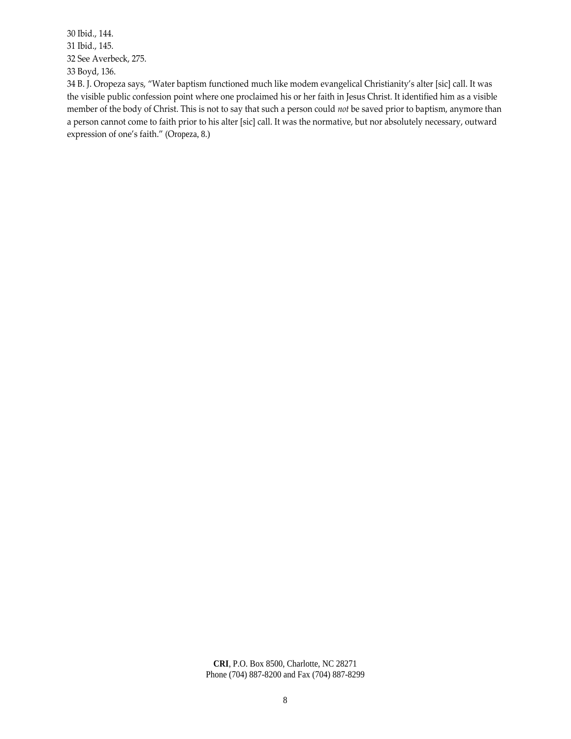30 Ibid., 144.

31 Ibid., 145.

32 See Averbeck, 275.

33 Boyd, 136.

34 B. J. Oropeza says, "Water baptism functioned much like modem evangelical Christianity's alter [sic] call. It was the visible public confession point where one proclaimed his or her faith in Jesus Christ. It identified him as a visible member of the body of Christ. This is not to say that such a person could *not* be saved prior to baptism, anymore than a person cannot come to faith prior to his alter [sic] call. It was the normative, but nor absolutely necessary, outward expression of one's faith." (Oropeza, 8.)

**CRI**, P.O. Box 8500, Charlotte, NC 28271
Phone (704) 887-8200 and Fax (704) 887-8299